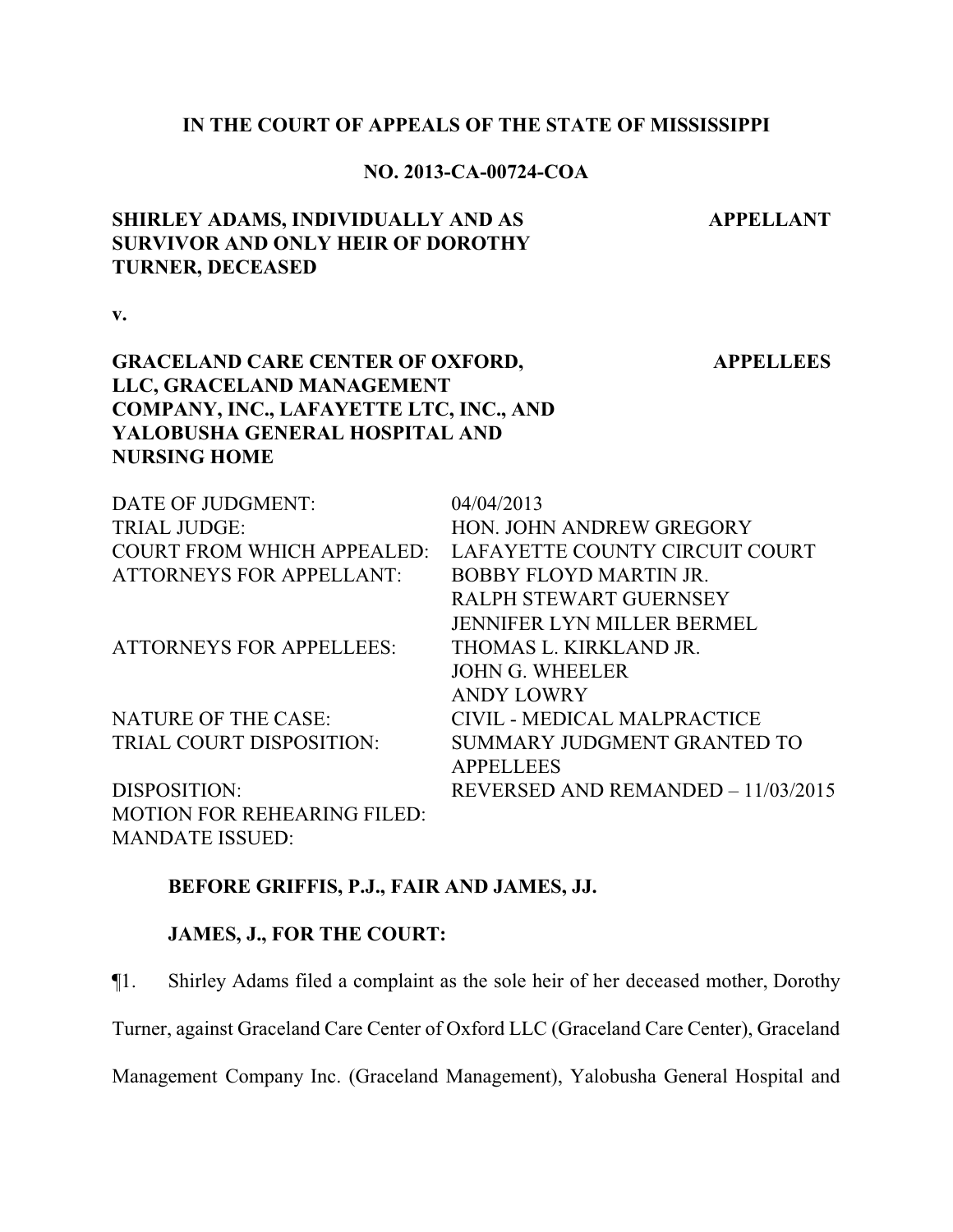**IN THE COURT OF APPEALS OF THE STATE OF MISSISSIPPI**

**NO. 2013-CA-00724-COA**

**SHIRLEY ADAMS, INDIVIDUALLY AND AS SURVIVOR AND ONLY HEIR OF DOROTHY TURNER, DECEASED** — **APPELLANT**

**v.**

**GRACELAND CARE CENTER OF OXFORD, LLC, GRACELAND MANAGEMENT COMPANY, INC., LAFAYETTE LTC, INC., AND YALOBUSHA GENERAL HOSPITAL AND NURSING HOME** — **APPELLEES**

| | |
|---|---|
| DATE OF JUDGMENT: | 04/04/2013 |
| TRIAL JUDGE: | HON. JOHN ANDREW GREGORY |
| COURT FROM WHICH APPEALED: | LAFAYETTE COUNTY CIRCUIT COURT |
| ATTORNEYS FOR APPELLANT: | BOBBY FLOYD MARTIN JR.<br>RALPH STEWART GUERNSEY<br>JENNIFER LYN MILLER BERMEL |
| ATTORNEYS FOR APPELLEES: | THOMAS L. KIRKLAND JR.<br>JOHN G. WHEELER<br>ANDY LOWRY |
| NATURE OF THE CASE: | CIVIL - MEDICAL MALPRACTICE |
| TRIAL COURT DISPOSITION: | SUMMARY JUDGMENT GRANTED TO APPELLEES |
| DISPOSITION: | REVERSED AND REMANDED – 11/03/2015 |
| MOTION FOR REHEARING FILED: | |
| MANDATE ISSUED: | |

**BEFORE GRIFFIS, P.J., FAIR AND JAMES, JJ.**

**JAMES, J., FOR THE COURT:**

¶1. Shirley Adams filed a complaint as the sole heir of her deceased mother, Dorothy Turner, against Graceland Care Center of Oxford LLC (Graceland Care Center), Graceland Management Company Inc. (Graceland Management), Yalobusha General Hospital and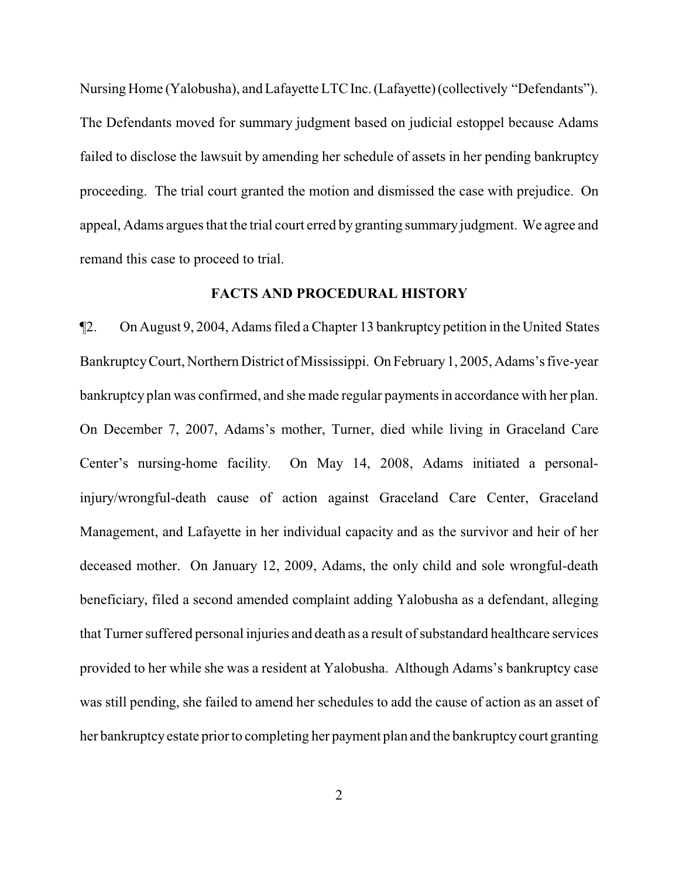Nursing Home (Yalobusha), and Lafayette LTC Inc. (Lafayette) (collectively "Defendants"). The Defendants moved for summary judgment based on judicial estoppel because Adams failed to disclose the lawsuit by amending her schedule of assets in her pending bankruptcy proceeding. The trial court granted the motion and dismissed the case with prejudice. On appeal, Adams argues that the trial court erred by granting summary judgment. We agree and remand this case to proceed to trial.

## FACTS AND PROCEDURAL HISTORY

¶2. On August 9, 2004, Adams filed a Chapter 13 bankruptcy petition in the United States Bankruptcy Court, Northern District of Mississippi. On February 1, 2005, Adams's five-year bankruptcy plan was confirmed, and she made regular payments in accordance with her plan. On December 7, 2007, Adams's mother, Turner, died while living in Graceland Care Center's nursing-home facility. On May 14, 2008, Adams initiated a personal-injury/wrongful-death cause of action against Graceland Care Center, Graceland Management, and Lafayette in her individual capacity and as the survivor and heir of her deceased mother. On January 12, 2009, Adams, the only child and sole wrongful-death beneficiary, filed a second amended complaint adding Yalobusha as a defendant, alleging that Turner suffered personal injuries and death as a result of substandard healthcare services provided to her while she was a resident at Yalobusha. Although Adams's bankruptcy case was still pending, she failed to amend her schedules to add the cause of action as an asset of her bankruptcy estate prior to completing her payment plan and the bankruptcy court granting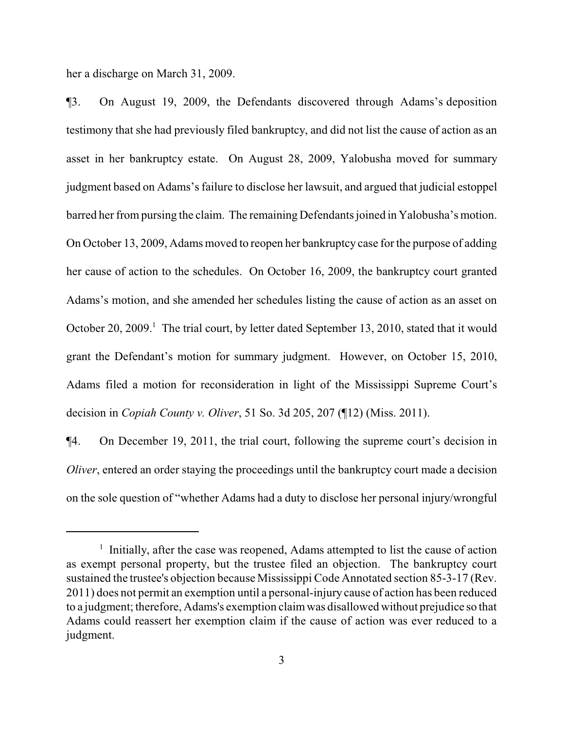her a discharge on March 31, 2009.

¶3. On August 19, 2009, the Defendants discovered through Adams's deposition testimony that she had previously filed bankruptcy, and did not list the cause of action as an asset in her bankruptcy estate. On August 28, 2009, Yalobusha moved for summary judgment based on Adams's failure to disclose her lawsuit, and argued that judicial estoppel barred her from pursing the claim. The remaining Defendants joined in Yalobusha's motion. On October 13, 2009, Adams moved to reopen her bankruptcy case for the purpose of adding her cause of action to the schedules. On October 16, 2009, the bankruptcy court granted Adams's motion, and she amended her schedules listing the cause of action as an asset on October 20, 2009.[1] The trial court, by letter dated September 13, 2010, stated that it would grant the Defendant's motion for summary judgment. However, on October 15, 2010, Adams filed a motion for reconsideration in light of the Mississippi Supreme Court's decision in *Copiah County v. Oliver*, 51 So. 3d 205, 207 (¶12) (Miss. 2011).

¶4. On December 19, 2011, the trial court, following the supreme court's decision in *Oliver*, entered an order staying the proceedings until the bankruptcy court made a decision on the sole question of "whether Adams had a duty to disclose her personal injury/wrongful

[1] Initially, after the case was reopened, Adams attempted to list the cause of action as exempt personal property, but the trustee filed an objection. The bankruptcy court sustained the trustee's objection because Mississippi Code Annotated section 85-3-17 (Rev. 2011) does not permit an exemption until a personal-injury cause of action has been reduced to a judgment; therefore, Adams's exemption claim was disallowed without prejudice so that Adams could reassert her exemption claim if the cause of action was ever reduced to a judgment.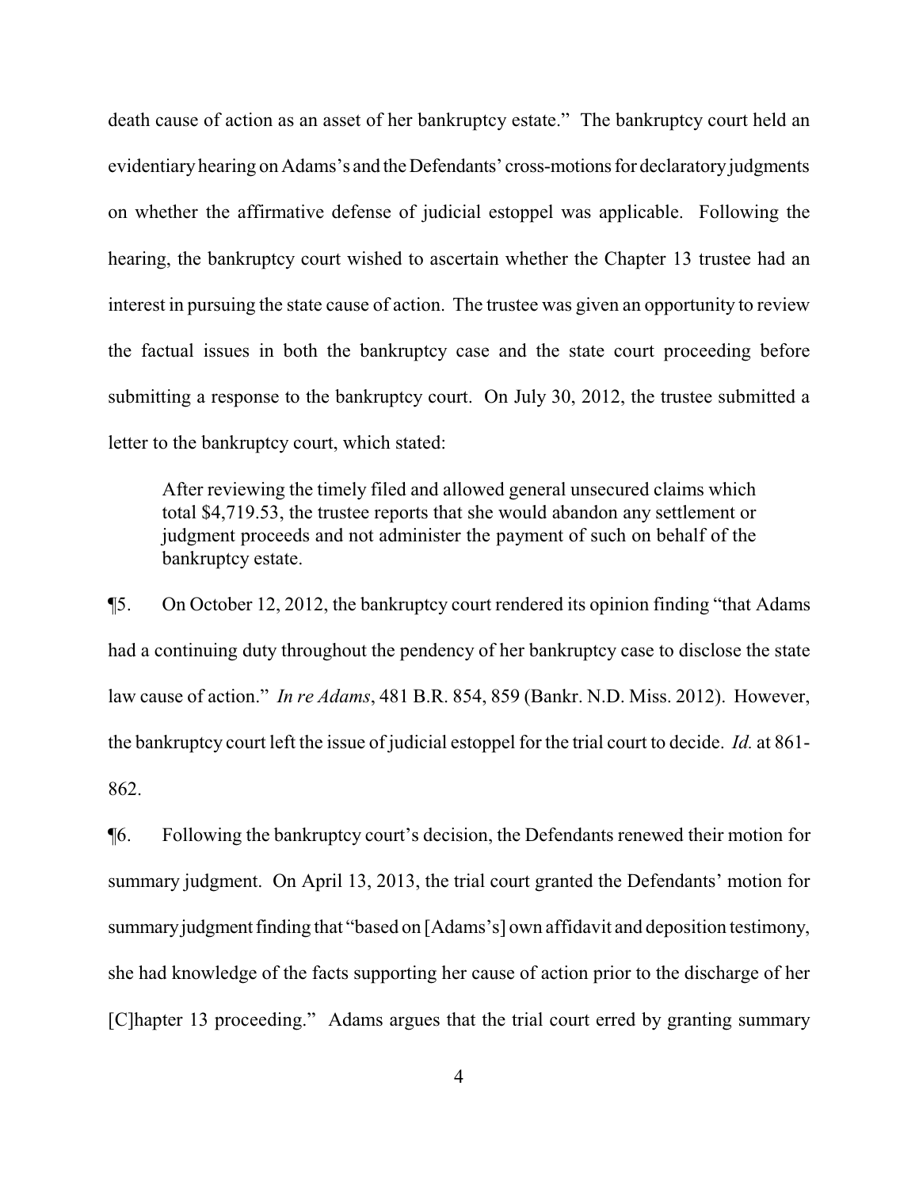death cause of action as an asset of her bankruptcy estate." The bankruptcy court held an evidentiary hearing on Adams's and the Defendants' cross-motions for declaratory judgments on whether the affirmative defense of judicial estoppel was applicable. Following the hearing, the bankruptcy court wished to ascertain whether the Chapter 13 trustee had an interest in pursuing the state cause of action. The trustee was given an opportunity to review the factual issues in both the bankruptcy case and the state court proceeding before submitting a response to the bankruptcy court. On July 30, 2012, the trustee submitted a letter to the bankruptcy court, which stated:

> After reviewing the timely filed and allowed general unsecured claims which total $4,719.53, the trustee reports that she would abandon any settlement or judgment proceeds and not administer the payment of such on behalf of the bankruptcy estate.

¶5. On October 12, 2012, the bankruptcy court rendered its opinion finding "that Adams had a continuing duty throughout the pendency of her bankruptcy case to disclose the state law cause of action." *In re Adams*, 481 B.R. 854, 859 (Bankr. N.D. Miss. 2012). However, the bankruptcy court left the issue of judicial estoppel for the trial court to decide. *Id.* at 861-862.

¶6. Following the bankruptcy court's decision, the Defendants renewed their motion for summary judgment. On April 13, 2013, the trial court granted the Defendants' motion for summary judgment finding that "based on [Adams's] own affidavit and deposition testimony, she had knowledge of the facts supporting her cause of action prior to the discharge of her [C]hapter 13 proceeding." Adams argues that the trial court erred by granting summary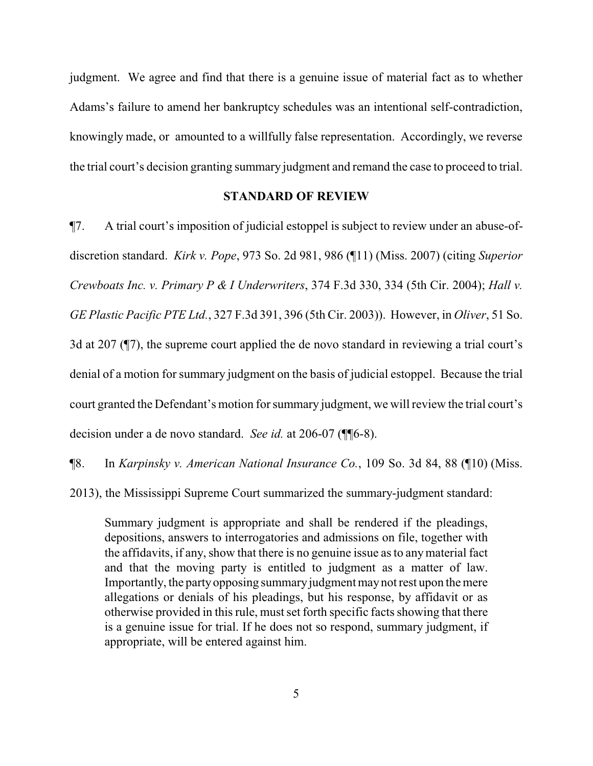judgment. We agree and find that there is a genuine issue of material fact as to whether Adams's failure to amend her bankruptcy schedules was an intentional self-contradiction, knowingly made, or amounted to a willfully false representation. Accordingly, we reverse the trial court's decision granting summary judgment and remand the case to proceed to trial.

## STANDARD OF REVIEW

¶7. A trial court's imposition of judicial estoppel is subject to review under an abuse-of-discretion standard. *Kirk v. Pope*, 973 So. 2d 981, 986 (¶11) (Miss. 2007) (citing *Superior Crewboats Inc. v. Primary P & I Underwriters*, 374 F.3d 330, 334 (5th Cir. 2004); *Hall v. GE Plastic Pacific PTE Ltd.*, 327 F.3d 391, 396 (5th Cir. 2003)). However, in *Oliver*, 51 So. 3d at 207 (¶7), the supreme court applied the de novo standard in reviewing a trial court's denial of a motion for summary judgment on the basis of judicial estoppel. Because the trial court granted the Defendant's motion for summary judgment, we will review the trial court's decision under a de novo standard. *See id.* at 206-07 (¶¶6-8).

¶8. In *Karpinsky v. American National Insurance Co.*, 109 So. 3d 84, 88 (¶10) (Miss. 2013), the Mississippi Supreme Court summarized the summary-judgment standard:

> Summary judgment is appropriate and shall be rendered if the pleadings, depositions, answers to interrogatories and admissions on file, together with the affidavits, if any, show that there is no genuine issue as to any material fact and that the moving party is entitled to judgment as a matter of law. Importantly, the party opposing summary judgment may not rest upon the mere allegations or denials of his pleadings, but his response, by affidavit or as otherwise provided in this rule, must set forth specific facts showing that there is a genuine issue for trial. If he does not so respond, summary judgment, if appropriate, will be entered against him.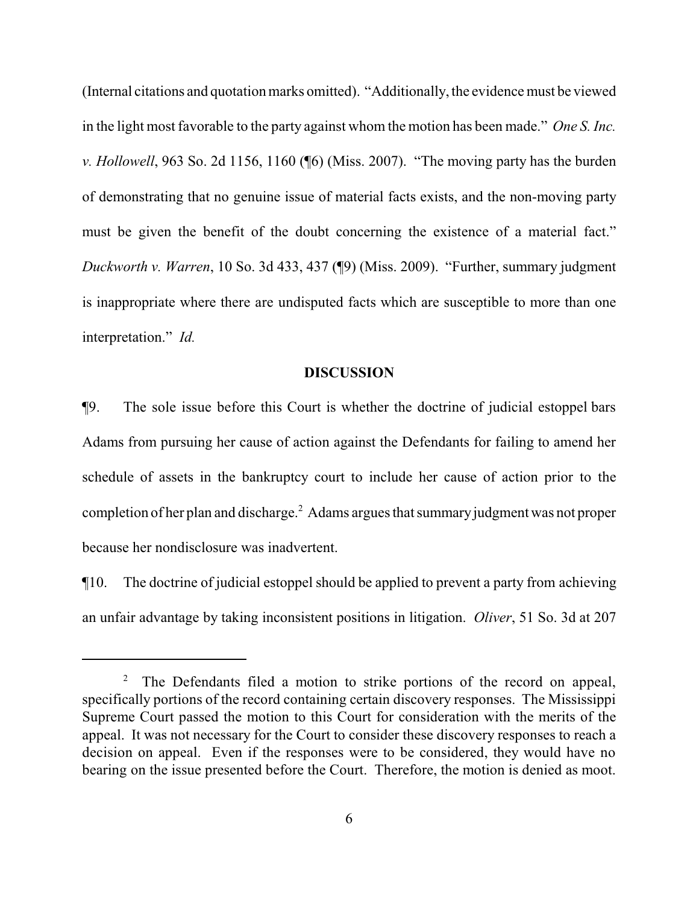(Internal citations and quotation marks omitted). "Additionally, the evidence must be viewed in the light most favorable to the party against whom the motion has been made." *One S. Inc. v. Hollowell*, 963 So. 2d 1156, 1160 (¶6) (Miss. 2007). "The moving party has the burden of demonstrating that no genuine issue of material facts exists, and the non-moving party must be given the benefit of the doubt concerning the existence of a material fact." *Duckworth v. Warren*, 10 So. 3d 433, 437 (¶9) (Miss. 2009). "Further, summary judgment is inappropriate where there are undisputed facts which are susceptible to more than one interpretation." *Id.*

**DISCUSSION**

¶9. The sole issue before this Court is whether the doctrine of judicial estoppel bars Adams from pursuing her cause of action against the Defendants for failing to amend her schedule of assets in the bankruptcy court to include her cause of action prior to the completion of her plan and discharge.[2] Adams argues that summary judgment was not proper because her nondisclosure was inadvertent.

¶10. The doctrine of judicial estoppel should be applied to prevent a party from achieving an unfair advantage by taking inconsistent positions in litigation. *Oliver*, 51 So. 3d at 207

[2] The Defendants filed a motion to strike portions of the record on appeal, specifically portions of the record containing certain discovery responses. The Mississippi Supreme Court passed the motion to this Court for consideration with the merits of the appeal. It was not necessary for the Court to consider these discovery responses to reach a decision on appeal. Even if the responses were to be considered, they would have no bearing on the issue presented before the Court. Therefore, the motion is denied as moot.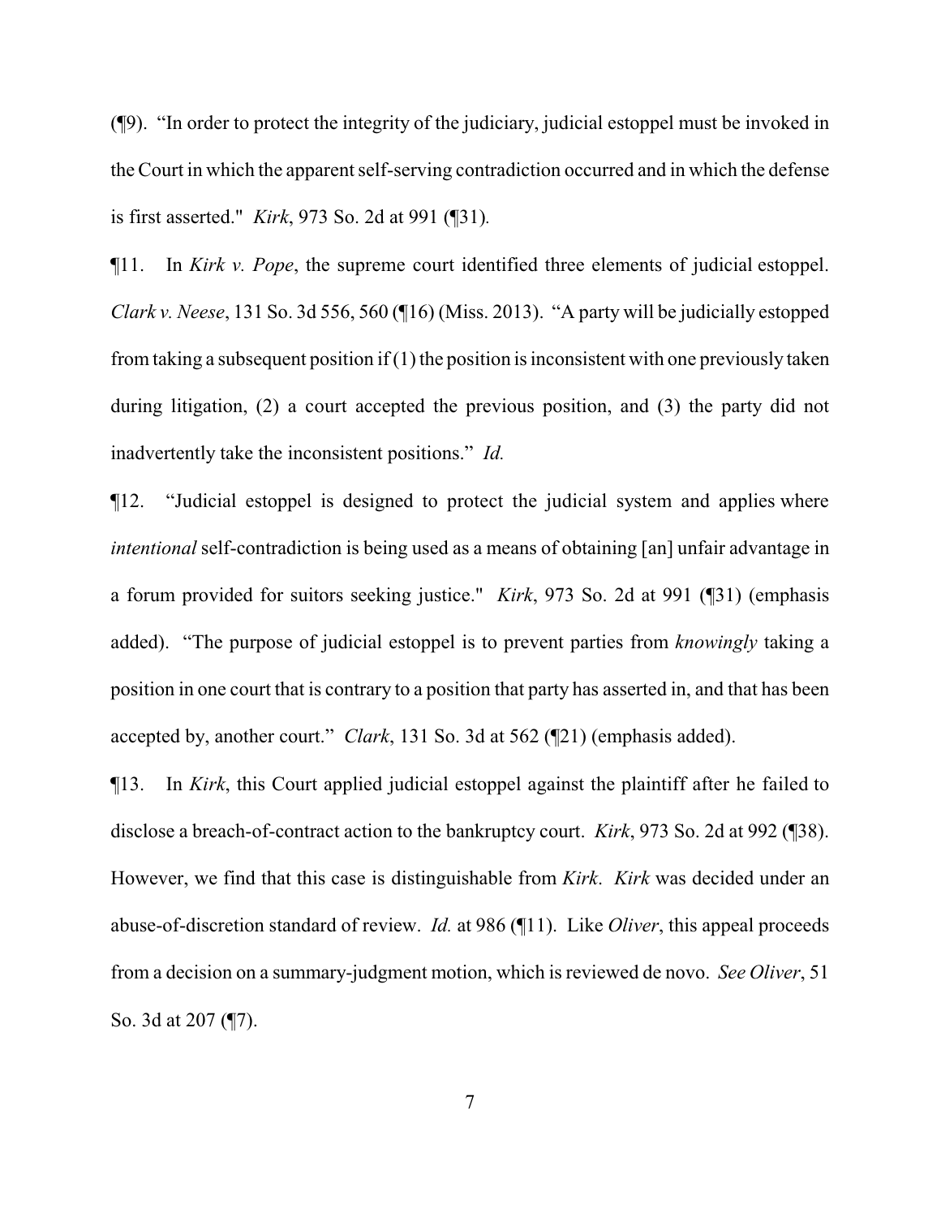(¶9). "In order to protect the integrity of the judiciary, judicial estoppel must be invoked in the Court in which the apparent self-serving contradiction occurred and in which the defense is first asserted." *Kirk*, 973 So. 2d at 991 (¶31).

¶11. In *Kirk v. Pope*, the supreme court identified three elements of judicial estoppel. *Clark v. Neese*, 131 So. 3d 556, 560 (¶16) (Miss. 2013). "A party will be judicially estopped from taking a subsequent position if (1) the position is inconsistent with one previously taken during litigation, (2) a court accepted the previous position, and (3) the party did not inadvertently take the inconsistent positions." *Id.*

¶12. "Judicial estoppel is designed to protect the judicial system and applies where *intentional* self-contradiction is being used as a means of obtaining [an] unfair advantage in a forum provided for suitors seeking justice." *Kirk*, 973 So. 2d at 991 (¶31) (emphasis added). "The purpose of judicial estoppel is to prevent parties from *knowingly* taking a position in one court that is contrary to a position that party has asserted in, and that has been accepted by, another court." *Clark*, 131 So. 3d at 562 (¶21) (emphasis added).

¶13. In *Kirk*, this Court applied judicial estoppel against the plaintiff after he failed to disclose a breach-of-contract action to the bankruptcy court. *Kirk*, 973 So. 2d at 992 (¶38). However, we find that this case is distinguishable from *Kirk*. *Kirk* was decided under an abuse-of-discretion standard of review. *Id.* at 986 (¶11). Like *Oliver*, this appeal proceeds from a decision on a summary-judgment motion, which is reviewed de novo. *See Oliver*, 51 So. 3d at 207 (¶7).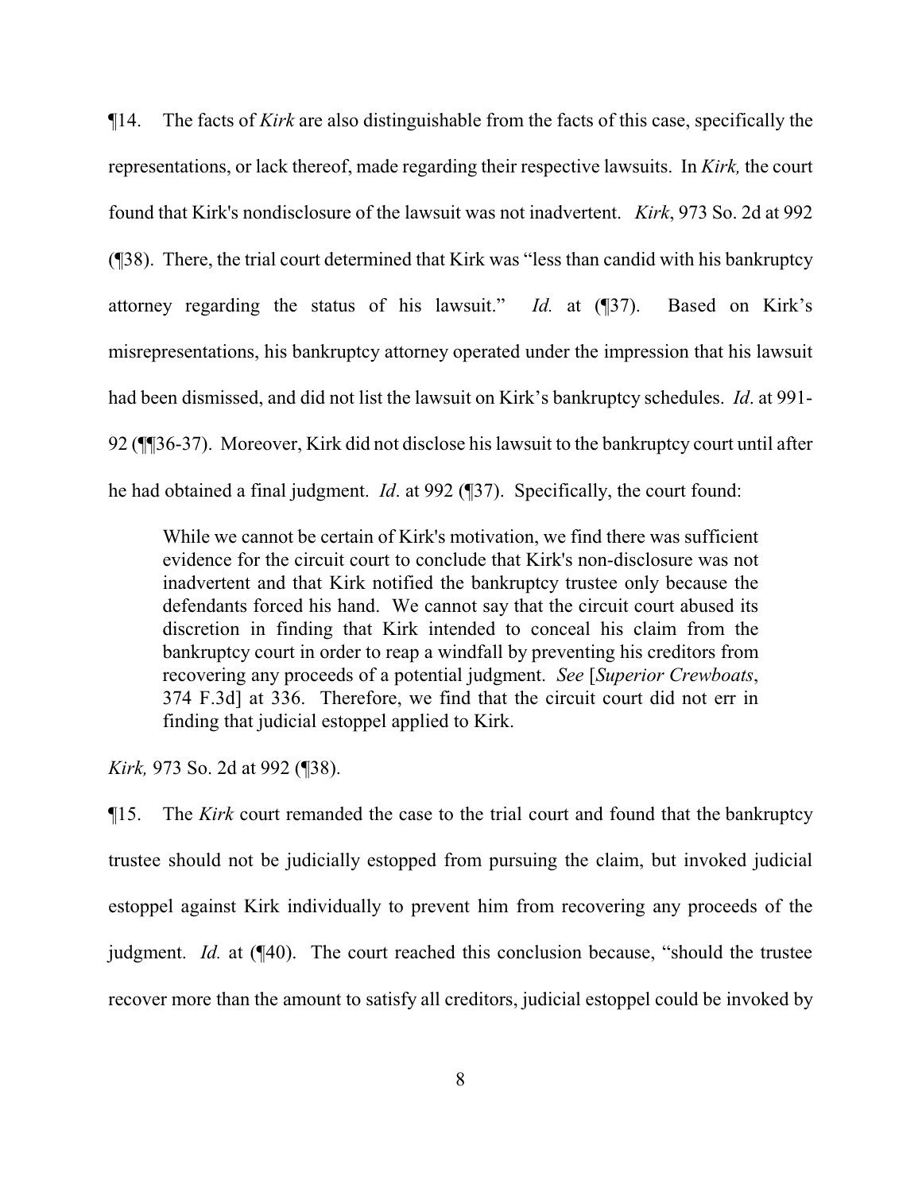¶14. The facts of *Kirk* are also distinguishable from the facts of this case, specifically the representations, or lack thereof, made regarding their respective lawsuits. In *Kirk,* the court found that Kirk's nondisclosure of the lawsuit was not inadvertent. *Kirk*, 973 So. 2d at 992 (¶38). There, the trial court determined that Kirk was "less than candid with his bankruptcy attorney regarding the status of his lawsuit." *Id.* at (¶37). Based on Kirk's misrepresentations, his bankruptcy attorney operated under the impression that his lawsuit had been dismissed, and did not list the lawsuit on Kirk's bankruptcy schedules. *Id*. at 991-92 (¶¶36-37). Moreover, Kirk did not disclose his lawsuit to the bankruptcy court until after he had obtained a final judgment. *Id*. at 992 (¶37). Specifically, the court found:

> While we cannot be certain of Kirk's motivation, we find there was sufficient evidence for the circuit court to conclude that Kirk's non-disclosure was not inadvertent and that Kirk notified the bankruptcy trustee only because the defendants forced his hand. We cannot say that the circuit court abused its discretion in finding that Kirk intended to conceal his claim from the bankruptcy court in order to reap a windfall by preventing his creditors from recovering any proceeds of a potential judgment. *See* [*Superior Crewboats*, 374 F.3d] at 336. Therefore, we find that the circuit court did not err in finding that judicial estoppel applied to Kirk.

*Kirk,* 973 So. 2d at 992 (¶38).

¶15. The *Kirk* court remanded the case to the trial court and found that the bankruptcy trustee should not be judicially estopped from pursuing the claim, but invoked judicial estoppel against Kirk individually to prevent him from recovering any proceeds of the judgment. *Id.* at (¶40). The court reached this conclusion because, "should the trustee recover more than the amount to satisfy all creditors, judicial estoppel could be invoked by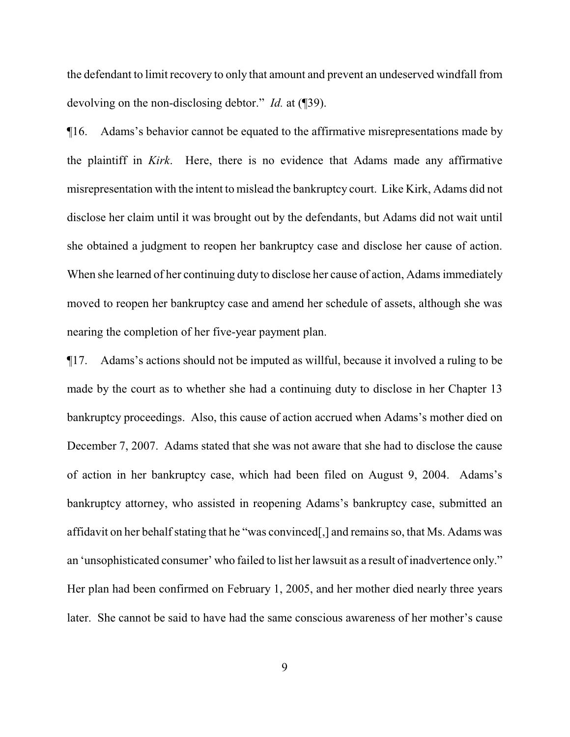the defendant to limit recovery to only that amount and prevent an undeserved windfall from devolving on the non-disclosing debtor." *Id.* at (¶39).

¶16. Adams's behavior cannot be equated to the affirmative misrepresentations made by the plaintiff in *Kirk*. Here, there is no evidence that Adams made any affirmative misrepresentation with the intent to mislead the bankruptcy court. Like Kirk, Adams did not disclose her claim until it was brought out by the defendants, but Adams did not wait until she obtained a judgment to reopen her bankruptcy case and disclose her cause of action. When she learned of her continuing duty to disclose her cause of action, Adams immediately moved to reopen her bankruptcy case and amend her schedule of assets, although she was nearing the completion of her five-year payment plan.

¶17. Adams's actions should not be imputed as willful, because it involved a ruling to be made by the court as to whether she had a continuing duty to disclose in her Chapter 13 bankruptcy proceedings. Also, this cause of action accrued when Adams's mother died on December 7, 2007. Adams stated that she was not aware that she had to disclose the cause of action in her bankruptcy case, which had been filed on August 9, 2004. Adams's bankruptcy attorney, who assisted in reopening Adams's bankruptcy case, submitted an affidavit on her behalf stating that he "was convinced[,] and remains so, that Ms. Adams was an 'unsophisticated consumer' who failed to list her lawsuit as a result of inadvertence only." Her plan had been confirmed on February 1, 2005, and her mother died nearly three years later. She cannot be said to have had the same conscious awareness of her mother's cause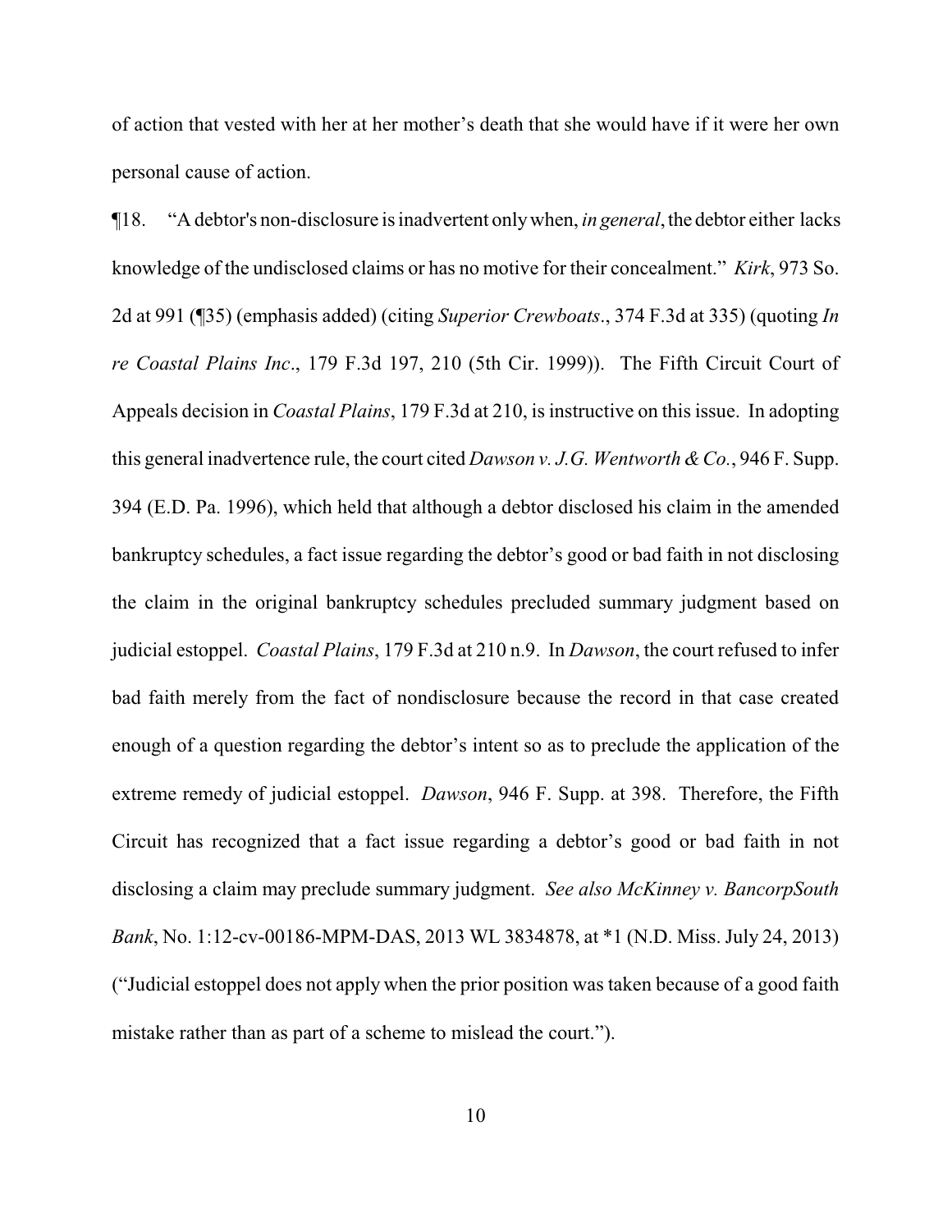of action that vested with her at her mother's death that she would have if it were her own personal cause of action.

¶18. "A debtor's non-disclosure is inadvertent only when, *in general*, the debtor either lacks knowledge of the undisclosed claims or has no motive for their concealment." *Kirk*, 973 So. 2d at 991 (¶35) (emphasis added) (citing *Superior Crewboats*., 374 F.3d at 335) (quoting *In re Coastal Plains Inc*., 179 F.3d 197, 210 (5th Cir. 1999)). The Fifth Circuit Court of Appeals decision in *Coastal Plains*, 179 F.3d at 210, is instructive on this issue. In adopting this general inadvertence rule, the court cited *Dawson v. J.G. Wentworth & Co.*, 946 F. Supp. 394 (E.D. Pa. 1996), which held that although a debtor disclosed his claim in the amended bankruptcy schedules, a fact issue regarding the debtor's good or bad faith in not disclosing the claim in the original bankruptcy schedules precluded summary judgment based on judicial estoppel. *Coastal Plains*, 179 F.3d at 210 n.9. In *Dawson*, the court refused to infer bad faith merely from the fact of nondisclosure because the record in that case created enough of a question regarding the debtor's intent so as to preclude the application of the extreme remedy of judicial estoppel. *Dawson*, 946 F. Supp. at 398. Therefore, the Fifth Circuit has recognized that a fact issue regarding a debtor's good or bad faith in not disclosing a claim may preclude summary judgment. *See also McKinney v. BancorpSouth Bank*, No. 1:12-cv-00186-MPM-DAS, 2013 WL 3834878, at *1 (N.D. Miss. July 24, 2013) ("Judicial estoppel does not apply when the prior position was taken because of a good faith mistake rather than as part of a scheme to mislead the court.").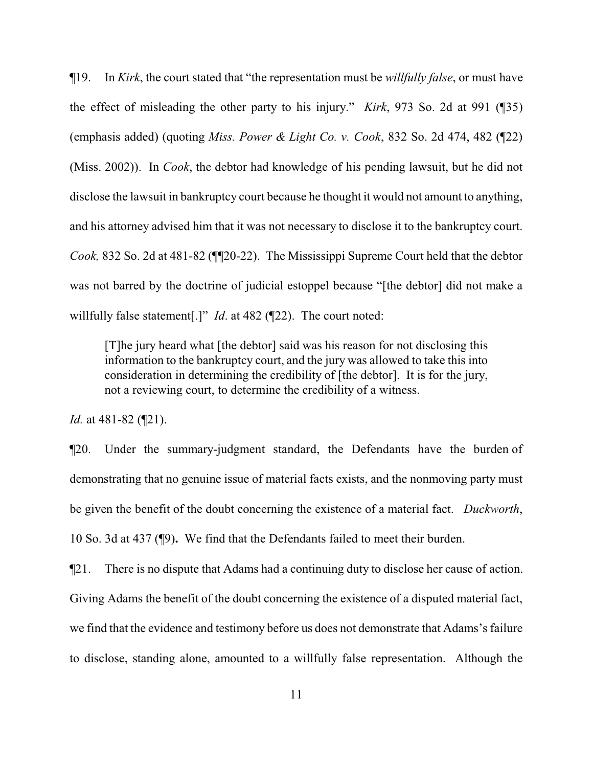¶19. In *Kirk*, the court stated that "the representation must be *willfully false*, or must have the effect of misleading the other party to his injury." *Kirk*, 973 So. 2d at 991 (¶35) (emphasis added) (quoting *Miss. Power & Light Co. v. Cook*, 832 So. 2d 474, 482 (¶22) (Miss. 2002)). In *Cook*, the debtor had knowledge of his pending lawsuit, but he did not disclose the lawsuit in bankruptcy court because he thought it would not amount to anything, and his attorney advised him that it was not necessary to disclose it to the bankruptcy court. *Cook,* 832 So. 2d at 481-82 (¶¶20-22). The Mississippi Supreme Court held that the debtor was not barred by the doctrine of judicial estoppel because "[the debtor] did not make a willfully false statement[.]" *Id*. at 482 (¶22). The court noted:

> [T]he jury heard what [the debtor] said was his reason for not disclosing this information to the bankruptcy court, and the jury was allowed to take this into consideration in determining the credibility of [the debtor]. It is for the jury, not a reviewing court, to determine the credibility of a witness.

*Id.* at 481-82 (¶21).

¶20. Under the summary-judgment standard, the Defendants have the burden of demonstrating that no genuine issue of material facts exists, and the nonmoving party must be given the benefit of the doubt concerning the existence of a material fact. *Duckworth*, 10 So. 3d at 437 (¶9)**.** We find that the Defendants failed to meet their burden.

¶21. There is no dispute that Adams had a continuing duty to disclose her cause of action. Giving Adams the benefit of the doubt concerning the existence of a disputed material fact, we find that the evidence and testimony before us does not demonstrate that Adams's failure to disclose, standing alone, amounted to a willfully false representation. Although the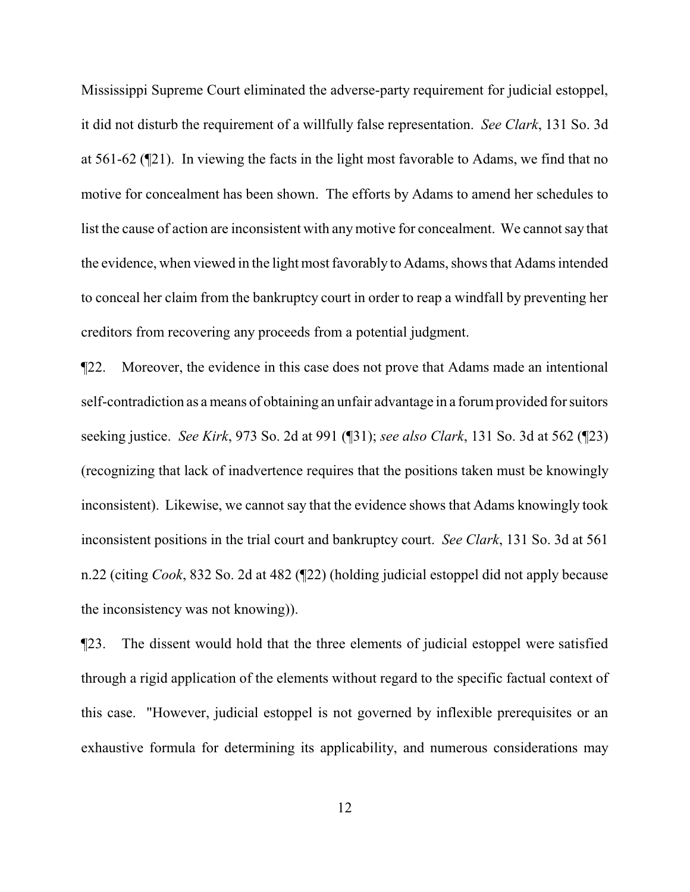Mississippi Supreme Court eliminated the adverse-party requirement for judicial estoppel, it did not disturb the requirement of a willfully false representation. *See Clark*, 131 So. 3d at 561-62 (¶21). In viewing the facts in the light most favorable to Adams, we find that no motive for concealment has been shown. The efforts by Adams to amend her schedules to list the cause of action are inconsistent with any motive for concealment. We cannot say that the evidence, when viewed in the light most favorably to Adams, shows that Adams intended to conceal her claim from the bankruptcy court in order to reap a windfall by preventing her creditors from recovering any proceeds from a potential judgment.

¶22. Moreover, the evidence in this case does not prove that Adams made an intentional self-contradiction as a means of obtaining an unfair advantage in a forum provided for suitors seeking justice. *See Kirk*, 973 So. 2d at 991 (¶31); *see also Clark*, 131 So. 3d at 562 (¶23) (recognizing that lack of inadvertence requires that the positions taken must be knowingly inconsistent). Likewise, we cannot say that the evidence shows that Adams knowingly took inconsistent positions in the trial court and bankruptcy court. *See Clark*, 131 So. 3d at 561 n.22 (citing *Cook*, 832 So. 2d at 482 (¶22) (holding judicial estoppel did not apply because the inconsistency was not knowing)).

¶23. The dissent would hold that the three elements of judicial estoppel were satisfied through a rigid application of the elements without regard to the specific factual context of this case. "However, judicial estoppel is not governed by inflexible prerequisites or an exhaustive formula for determining its applicability, and numerous considerations may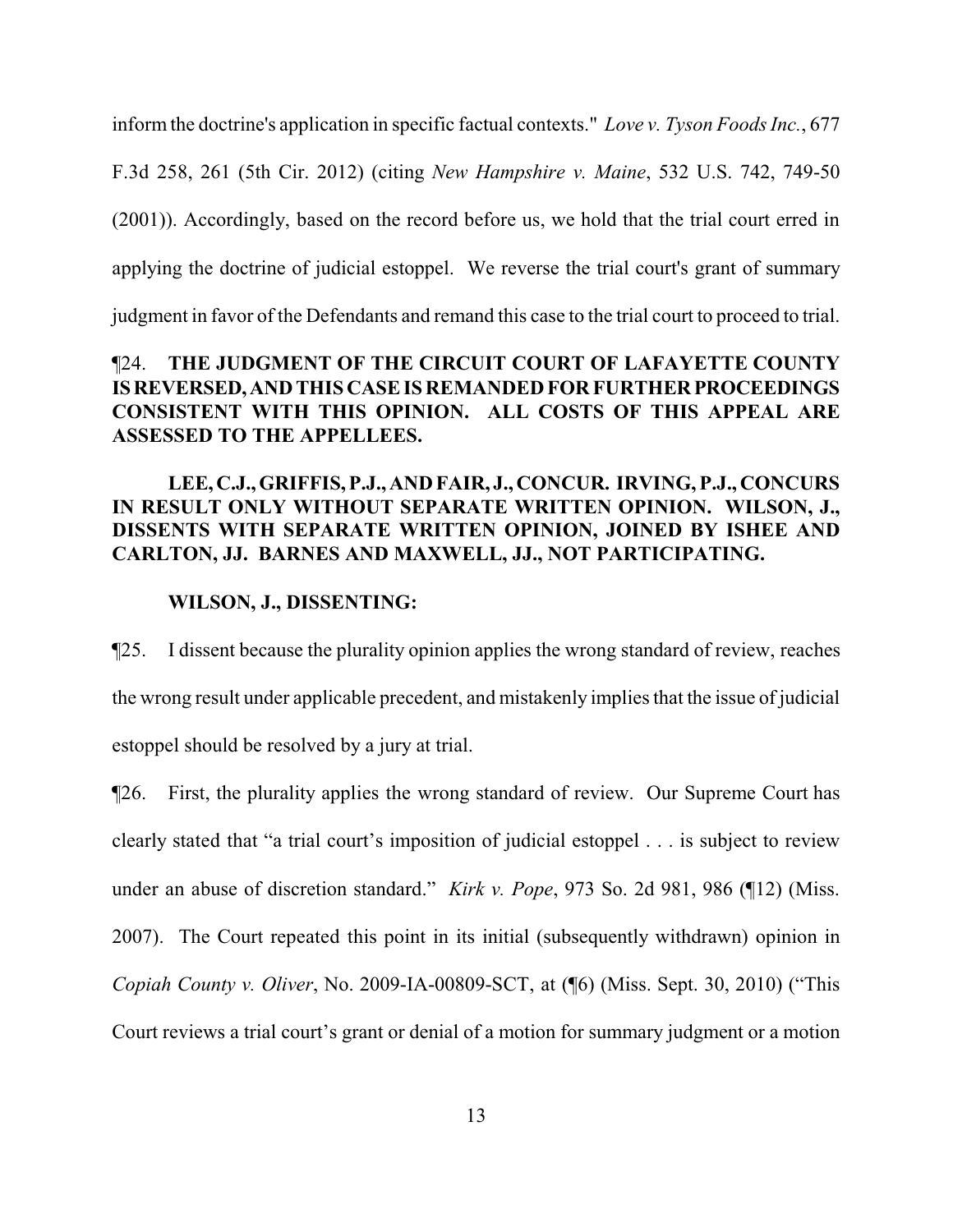inform the doctrine's application in specific factual contexts." *Love v. Tyson Foods Inc.*, 677 F.3d 258, 261 (5th Cir. 2012) (citing *New Hampshire v. Maine*, 532 U.S. 742, 749-50 (2001)). Accordingly, based on the record before us, we hold that the trial court erred in applying the doctrine of judicial estoppel. We reverse the trial court's grant of summary judgment in favor of the Defendants and remand this case to the trial court to proceed to trial.

¶24. **THE JUDGMENT OF THE CIRCUIT COURT OF LAFAYETTE COUNTY IS REVERSED, AND THIS CASE IS REMANDED FOR FURTHER PROCEEDINGS CONSISTENT WITH THIS OPINION. ALL COSTS OF THIS APPEAL ARE ASSESSED TO THE APPELLEES.**

**LEE, C.J., GRIFFIS, P.J., AND FAIR, J., CONCUR. IRVING, P.J., CONCURS IN RESULT ONLY WITHOUT SEPARATE WRITTEN OPINION. WILSON, J., DISSENTS WITH SEPARATE WRITTEN OPINION, JOINED BY ISHEE AND CARLTON, JJ. BARNES AND MAXWELL, JJ., NOT PARTICIPATING.**

**WILSON, J., DISSENTING:**

¶25. I dissent because the plurality opinion applies the wrong standard of review, reaches the wrong result under applicable precedent, and mistakenly implies that the issue of judicial estoppel should be resolved by a jury at trial.

¶26. First, the plurality applies the wrong standard of review. Our Supreme Court has clearly stated that "a trial court's imposition of judicial estoppel . . . is subject to review under an abuse of discretion standard." *Kirk v. Pope*, 973 So. 2d 981, 986 (¶12) (Miss. 2007). The Court repeated this point in its initial (subsequently withdrawn) opinion in *Copiah County v. Oliver*, No. 2009-IA-00809-SCT, at (¶6) (Miss. Sept. 30, 2010) ("This Court reviews a trial court's grant or denial of a motion for summary judgment or a motion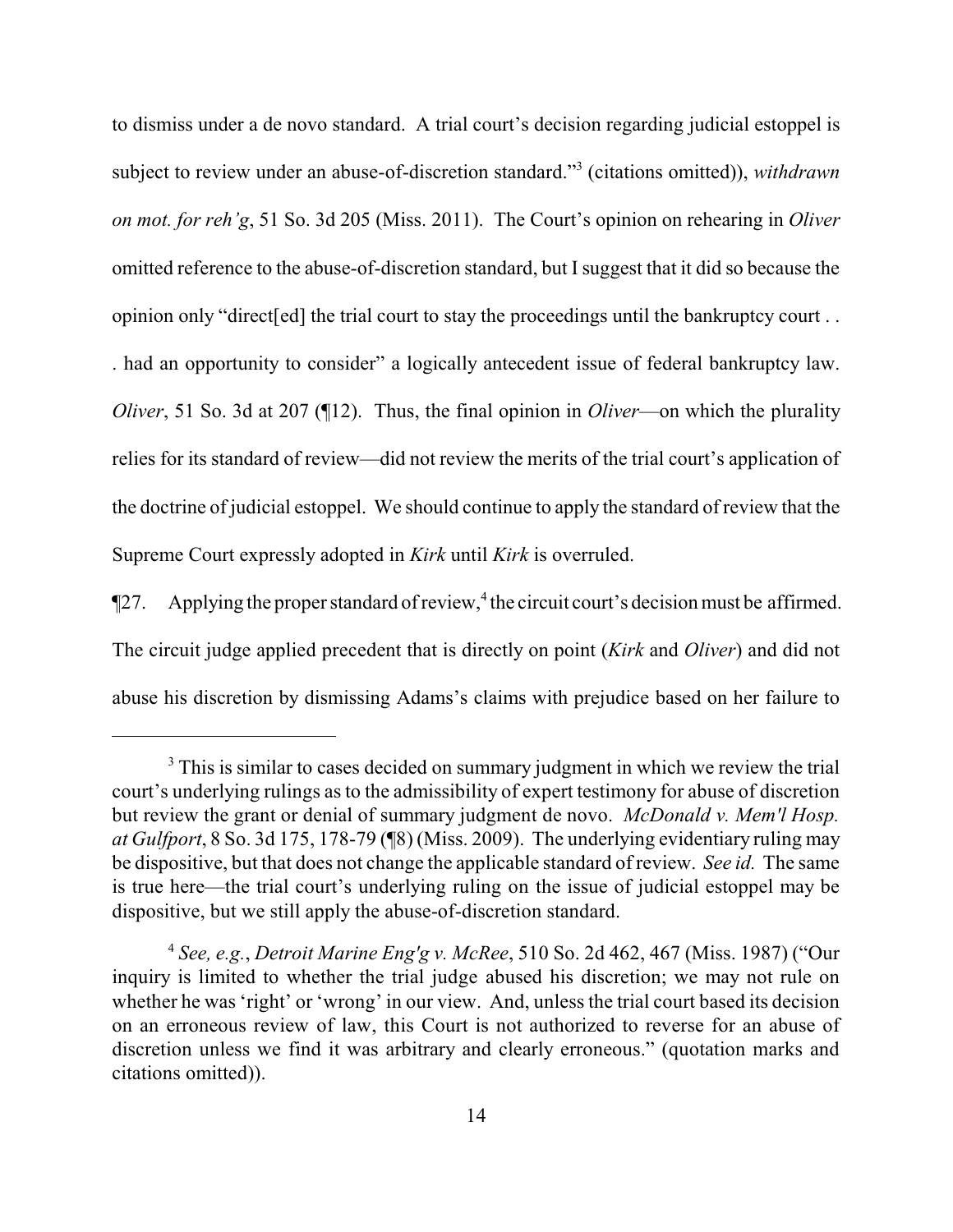to dismiss under a de novo standard. A trial court's decision regarding judicial estoppel is subject to review under an abuse-of-discretion standard."[3] (citations omitted)), *withdrawn on mot. for reh'g*, 51 So. 3d 205 (Miss. 2011). The Court's opinion on rehearing in *Oliver* omitted reference to the abuse-of-discretion standard, but I suggest that it did so because the opinion only "direct[ed] the trial court to stay the proceedings until the bankruptcy court . . . had an opportunity to consider" a logically antecedent issue of federal bankruptcy law. *Oliver*, 51 So. 3d at 207 (¶12). Thus, the final opinion in *Oliver*—on which the plurality relies for its standard of review—did not review the merits of the trial court's application of the doctrine of judicial estoppel. We should continue to apply the standard of review that the Supreme Court expressly adopted in *Kirk* until *Kirk* is overruled.

¶27. Applying the proper standard of review,[4] the circuit court's decision must be affirmed. The circuit judge applied precedent that is directly on point (*Kirk* and *Oliver*) and did not abuse his discretion by dismissing Adams's claims with prejudice based on her failure to

---

[3] This is similar to cases decided on summary judgment in which we review the trial court's underlying rulings as to the admissibility of expert testimony for abuse of discretion but review the grant or denial of summary judgment de novo. *McDonald v. Mem'l Hosp. at Gulfport*, 8 So. 3d 175, 178-79 (¶8) (Miss. 2009). The underlying evidentiary ruling may be dispositive, but that does not change the applicable standard of review. *See id.* The same is true here—the trial court's underlying ruling on the issue of judicial estoppel may be dispositive, but we still apply the abuse-of-discretion standard.

[4] *See, e.g.*, *Detroit Marine Eng'g v. McRee*, 510 So. 2d 462, 467 (Miss. 1987) ("Our inquiry is limited to whether the trial judge abused his discretion; we may not rule on whether he was 'right' or 'wrong' in our view. And, unless the trial court based its decision on an erroneous review of law, this Court is not authorized to reverse for an abuse of discretion unless we find it was arbitrary and clearly erroneous." (quotation marks and citations omitted)).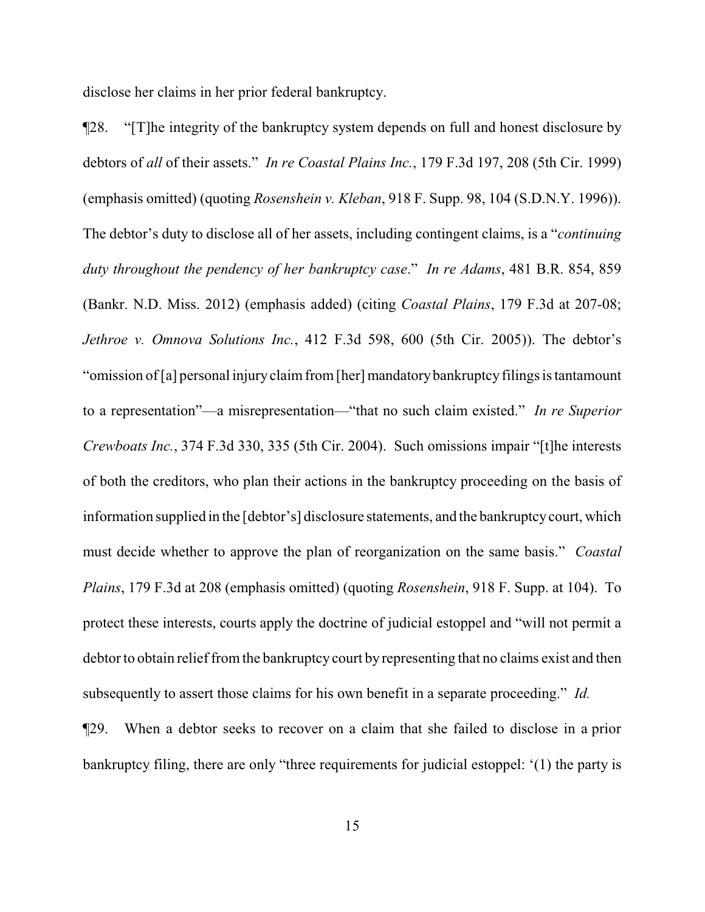disclose her claims in her prior federal bankruptcy.

¶28. "[T]he integrity of the bankruptcy system depends on full and honest disclosure by debtors of *all* of their assets." *In re Coastal Plains Inc.*, 179 F.3d 197, 208 (5th Cir. 1999) (emphasis omitted) (quoting *Rosenshein v. Kleban*, 918 F. Supp. 98, 104 (S.D.N.Y. 1996)). The debtor's duty to disclose all of her assets, including contingent claims, is a "*continuing duty throughout the pendency of her bankruptcy case*." *In re Adams*, 481 B.R. 854, 859 (Bankr. N.D. Miss. 2012) (emphasis added) (citing *Coastal Plains*, 179 F.3d at 207-08; *Jethroe v. Omnova Solutions Inc.*, 412 F.3d 598, 600 (5th Cir. 2005)). The debtor's "omission of [a] personal injury claim from [her] mandatory bankruptcy filings is tantamount to a representation"—a misrepresentation—"that no such claim existed." *In re Superior Crewboats Inc.*, 374 F.3d 330, 335 (5th Cir. 2004). Such omissions impair "[t]he interests of both the creditors, who plan their actions in the bankruptcy proceeding on the basis of information supplied in the [debtor's] disclosure statements, and the bankruptcy court, which must decide whether to approve the plan of reorganization on the same basis." *Coastal Plains*, 179 F.3d at 208 (emphasis omitted) (quoting *Rosenshein*, 918 F. Supp. at 104). To protect these interests, courts apply the doctrine of judicial estoppel and "will not permit a debtor to obtain relief from the bankruptcy court by representing that no claims exist and then subsequently to assert those claims for his own benefit in a separate proceeding." *Id.*

¶29. When a debtor seeks to recover on a claim that she failed to disclose in a prior bankruptcy filing, there are only "three requirements for judicial estoppel: '(1) the party is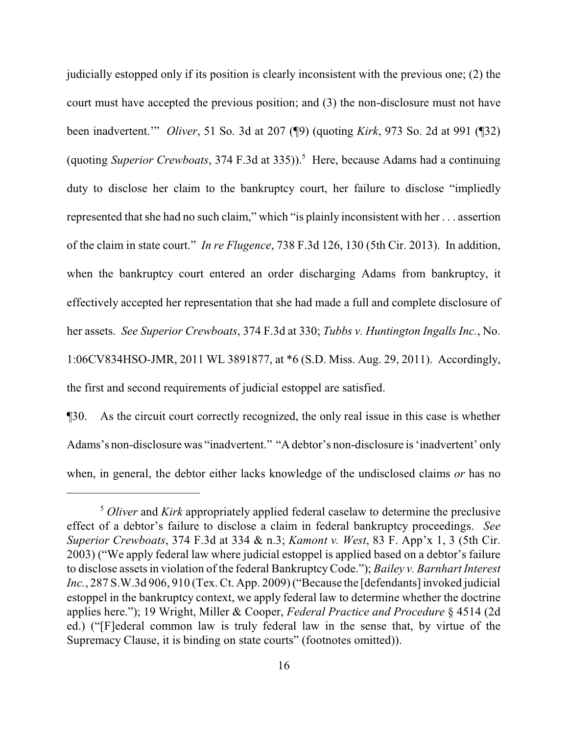judicially estopped only if its position is clearly inconsistent with the previous one; (2) the court must have accepted the previous position; and (3) the non-disclosure must not have been inadvertent.'" *Oliver*, 51 So. 3d at 207 (¶9) (quoting *Kirk*, 973 So. 2d at 991 (¶32) (quoting *Superior Crewboats*, 374 F.3d at 335)).[5] Here, because Adams had a continuing duty to disclose her claim to the bankruptcy court, her failure to disclose "impliedly represented that she had no such claim," which "is plainly inconsistent with her . . . assertion of the claim in state court." *In re Flugence*, 738 F.3d 126, 130 (5th Cir. 2013). In addition, when the bankruptcy court entered an order discharging Adams from bankruptcy, it effectively accepted her representation that she had made a full and complete disclosure of her assets. *See Superior Crewboats*, 374 F.3d at 330; *Tubbs v. Huntington Ingalls Inc.*, No. 1:06CV834HSO-JMR, 2011 WL 3891877, at *6 (S.D. Miss. Aug. 29, 2011). Accordingly, the first and second requirements of judicial estoppel are satisfied.

¶30. As the circuit court correctly recognized, the only real issue in this case is whether Adams's non-disclosure was "inadvertent." "A debtor's non-disclosure is 'inadvertent' only when, in general, the debtor either lacks knowledge of the undisclosed claims *or* has no

---

[5] *Oliver* and *Kirk* appropriately applied federal caselaw to determine the preclusive effect of a debtor's failure to disclose a claim in federal bankruptcy proceedings. *See Superior Crewboats*, 374 F.3d at 334 & n.3; *Kamont v. West*, 83 F. App'x 1, 3 (5th Cir. 2003) ("We apply federal law where judicial estoppel is applied based on a debtor's failure to disclose assets in violation of the federal Bankruptcy Code."); *Bailey v. Barnhart Interest Inc.*, 287 S.W.3d 906, 910 (Tex. Ct. App. 2009) ("Because the [defendants] invoked judicial estoppel in the bankruptcy context, we apply federal law to determine whether the doctrine applies here."); 19 Wright, Miller & Cooper, *Federal Practice and Procedure* § 4514 (2d ed.) ("[F]ederal common law is truly federal law in the sense that, by virtue of the Supremacy Clause, it is binding on state courts" (footnotes omitted)).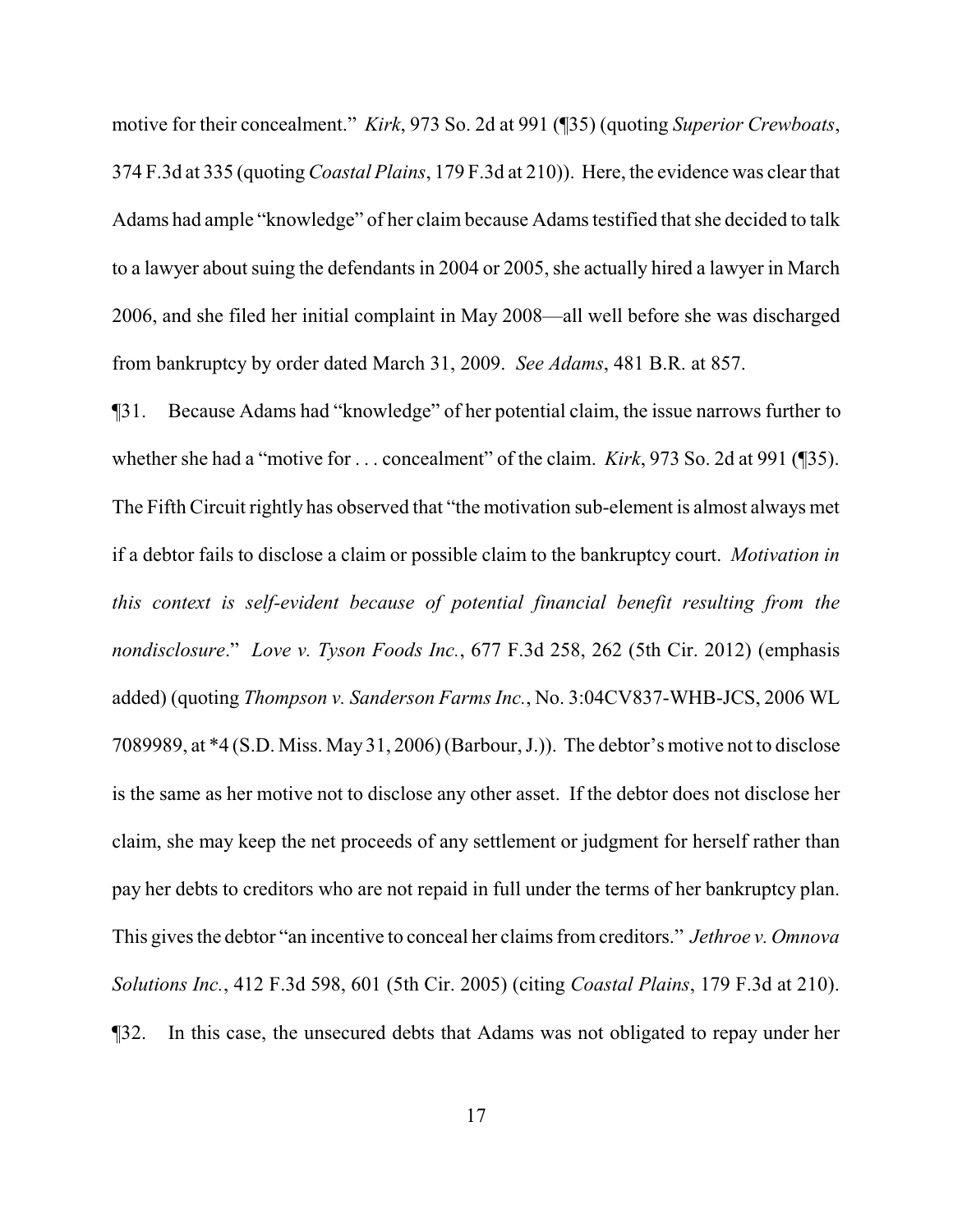motive for their concealment." *Kirk*, 973 So. 2d at 991 (¶35) (quoting *Superior Crewboats*, 374 F.3d at 335 (quoting *Coastal Plains*, 179 F.3d at 210)). Here, the evidence was clear that Adams had ample "knowledge" of her claim because Adams testified that she decided to talk to a lawyer about suing the defendants in 2004 or 2005, she actually hired a lawyer in March 2006, and she filed her initial complaint in May 2008—all well before she was discharged from bankruptcy by order dated March 31, 2009. *See Adams*, 481 B.R. at 857.

¶31. Because Adams had "knowledge" of her potential claim, the issue narrows further to whether she had a "motive for . . . concealment" of the claim. *Kirk*, 973 So. 2d at 991 (¶35). The Fifth Circuit rightly has observed that "the motivation sub-element is almost always met if a debtor fails to disclose a claim or possible claim to the bankruptcy court. *Motivation in this context is self-evident because of potential financial benefit resulting from the nondisclosure*." *Love v. Tyson Foods Inc.*, 677 F.3d 258, 262 (5th Cir. 2012) (emphasis added) (quoting *Thompson v. Sanderson Farms Inc.*, No. 3:04CV837-WHB-JCS, 2006 WL 7089989, at *4 (S.D. Miss. May 31, 2006) (Barbour, J.)). The debtor's motive not to disclose is the same as her motive not to disclose any other asset. If the debtor does not disclose her claim, she may keep the net proceeds of any settlement or judgment for herself rather than pay her debts to creditors who are not repaid in full under the terms of her bankruptcy plan. This gives the debtor "an incentive to conceal her claims from creditors." *Jethroe v. Omnova Solutions Inc.*, 412 F.3d 598, 601 (5th Cir. 2005) (citing *Coastal Plains*, 179 F.3d at 210).

¶32. In this case, the unsecured debts that Adams was not obligated to repay under her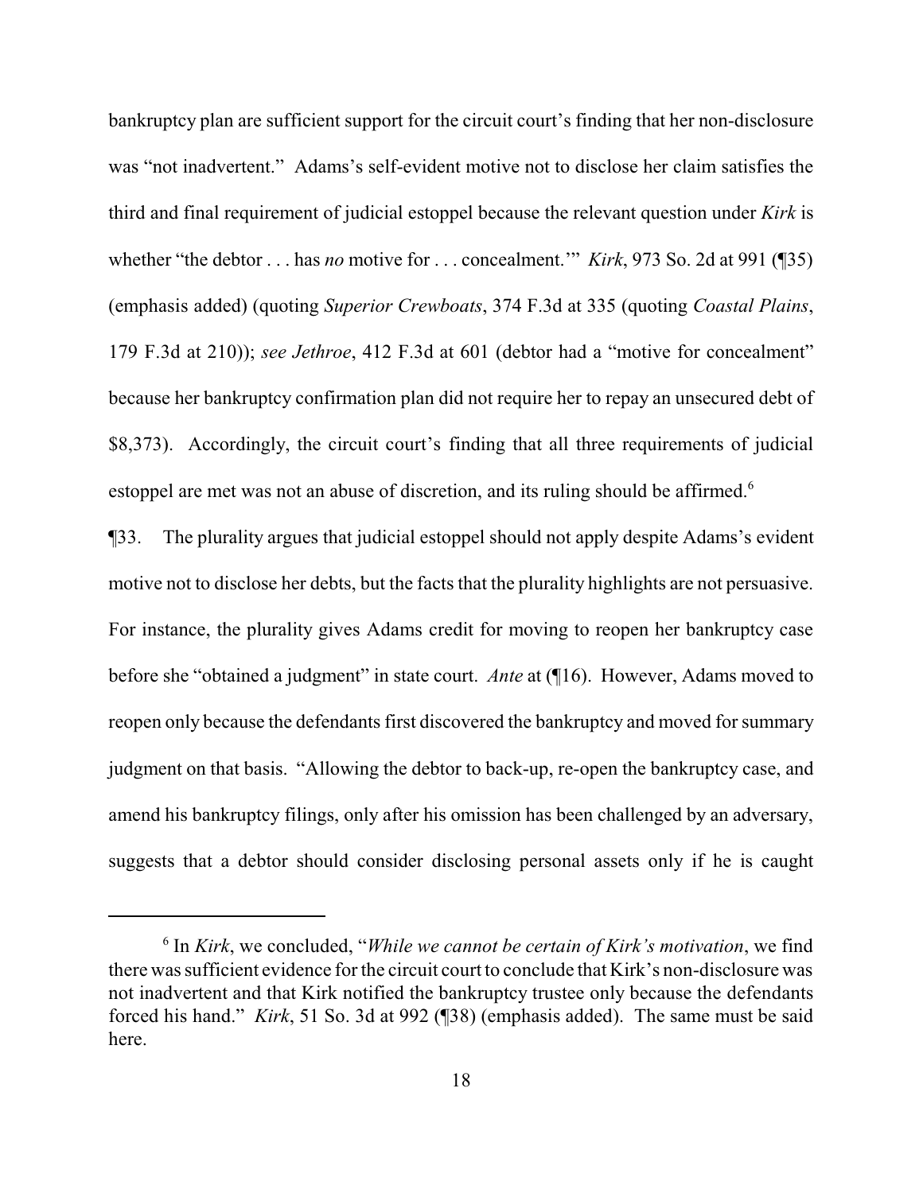bankruptcy plan are sufficient support for the circuit court's finding that her non-disclosure was "not inadvertent." Adams's self-evident motive not to disclose her claim satisfies the third and final requirement of judicial estoppel because the relevant question under *Kirk* is whether "the debtor . . . has *no* motive for . . . concealment.'" *Kirk*, 973 So. 2d at 991 (¶35) (emphasis added) (quoting *Superior Crewboats*, 374 F.3d at 335 (quoting *Coastal Plains*, 179 F.3d at 210)); *see Jethroe*, 412 F.3d at 601 (debtor had a "motive for concealment" because her bankruptcy confirmation plan did not require her to repay an unsecured debt of \$8,373). Accordingly, the circuit court's finding that all three requirements of judicial estoppel are met was not an abuse of discretion, and its ruling should be affirmed.[6]

¶33. The plurality argues that judicial estoppel should not apply despite Adams's evident motive not to disclose her debts, but the facts that the plurality highlights are not persuasive. For instance, the plurality gives Adams credit for moving to reopen her bankruptcy case before she "obtained a judgment" in state court. *Ante* at (¶16). However, Adams moved to reopen only because the defendants first discovered the bankruptcy and moved for summary judgment on that basis. "Allowing the debtor to back-up, re-open the bankruptcy case, and amend his bankruptcy filings, only after his omission has been challenged by an adversary, suggests that a debtor should consider disclosing personal assets only if he is caught

[6] In *Kirk*, we concluded, "*While we cannot be certain of Kirk's motivation*, we find there was sufficient evidence for the circuit court to conclude that Kirk's non-disclosure was not inadvertent and that Kirk notified the bankruptcy trustee only because the defendants forced his hand." *Kirk*, 51 So. 3d at 992 (¶38) (emphasis added). The same must be said here.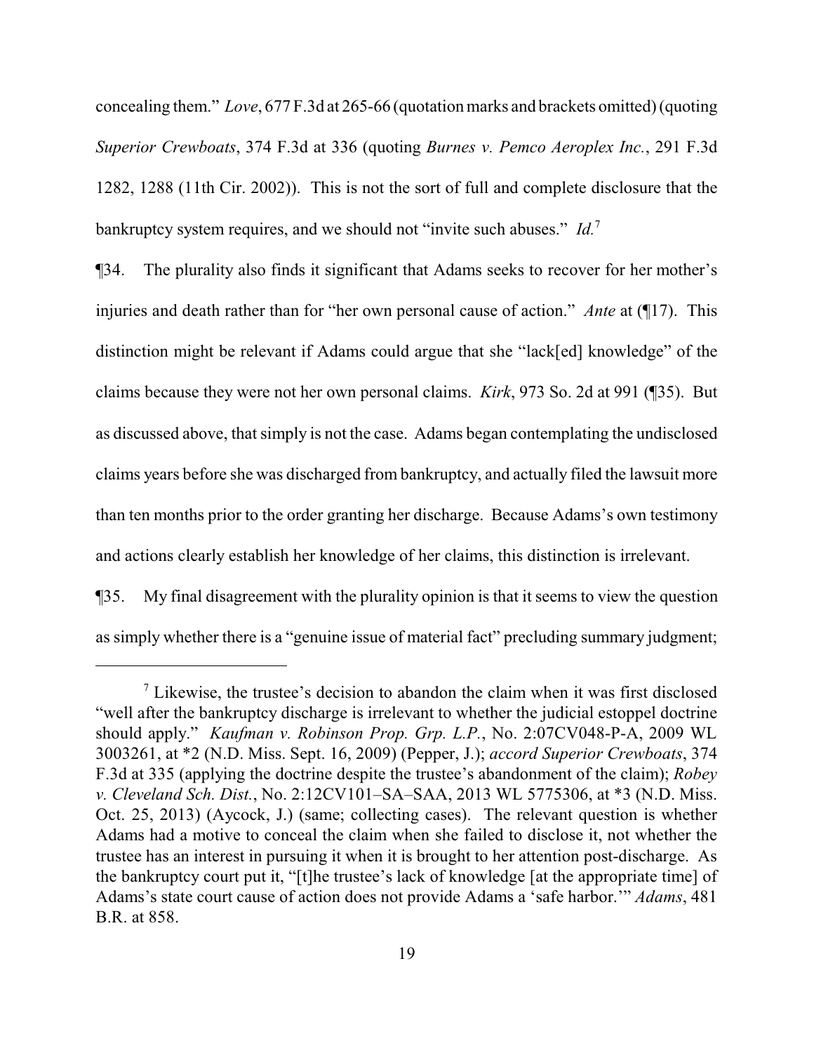concealing them." *Love*, 677 F.3d at 265-66 (quotation marks and brackets omitted) (quoting *Superior Crewboats*, 374 F.3d at 336 (quoting *Burnes v. Pemco Aeroplex Inc.*, 291 F.3d 1282, 1288 (11th Cir. 2002)). This is not the sort of full and complete disclosure that the bankruptcy system requires, and we should not "invite such abuses." *Id.*[7]

¶34. The plurality also finds it significant that Adams seeks to recover for her mother's injuries and death rather than for "her own personal cause of action." *Ante* at (¶17). This distinction might be relevant if Adams could argue that she "lack[ed] knowledge" of the claims because they were not her own personal claims. *Kirk*, 973 So. 2d at 991 (¶35). But as discussed above, that simply is not the case. Adams began contemplating the undisclosed claims years before she was discharged from bankruptcy, and actually filed the lawsuit more than ten months prior to the order granting her discharge. Because Adams's own testimony and actions clearly establish her knowledge of her claims, this distinction is irrelevant.

¶35. My final disagreement with the plurality opinion is that it seems to view the question as simply whether there is a "genuine issue of material fact" precluding summary judgment;

---

[7] Likewise, the trustee's decision to abandon the claim when it was first disclosed "well after the bankruptcy discharge is irrelevant to whether the judicial estoppel doctrine should apply." *Kaufman v. Robinson Prop. Grp. L.P.*, No. 2:07CV048-P-A, 2009 WL 3003261, at *2 (N.D. Miss. Sept. 16, 2009) (Pepper, J.); *accord Superior Crewboats*, 374 F.3d at 335 (applying the doctrine despite the trustee's abandonment of the claim); *Robey v. Cleveland Sch. Dist.*, No. 2:12CV101–SA–SAA, 2013 WL 5775306, at *3 (N.D. Miss. Oct. 25, 2013) (Aycock, J.) (same; collecting cases). The relevant question is whether Adams had a motive to conceal the claim when she failed to disclose it, not whether the trustee has an interest in pursuing it when it is brought to her attention post-discharge. As the bankruptcy court put it, "[t]he trustee's lack of knowledge [at the appropriate time] of Adams's state court cause of action does not provide Adams a 'safe harbor.'" *Adams*, 481 B.R. at 858.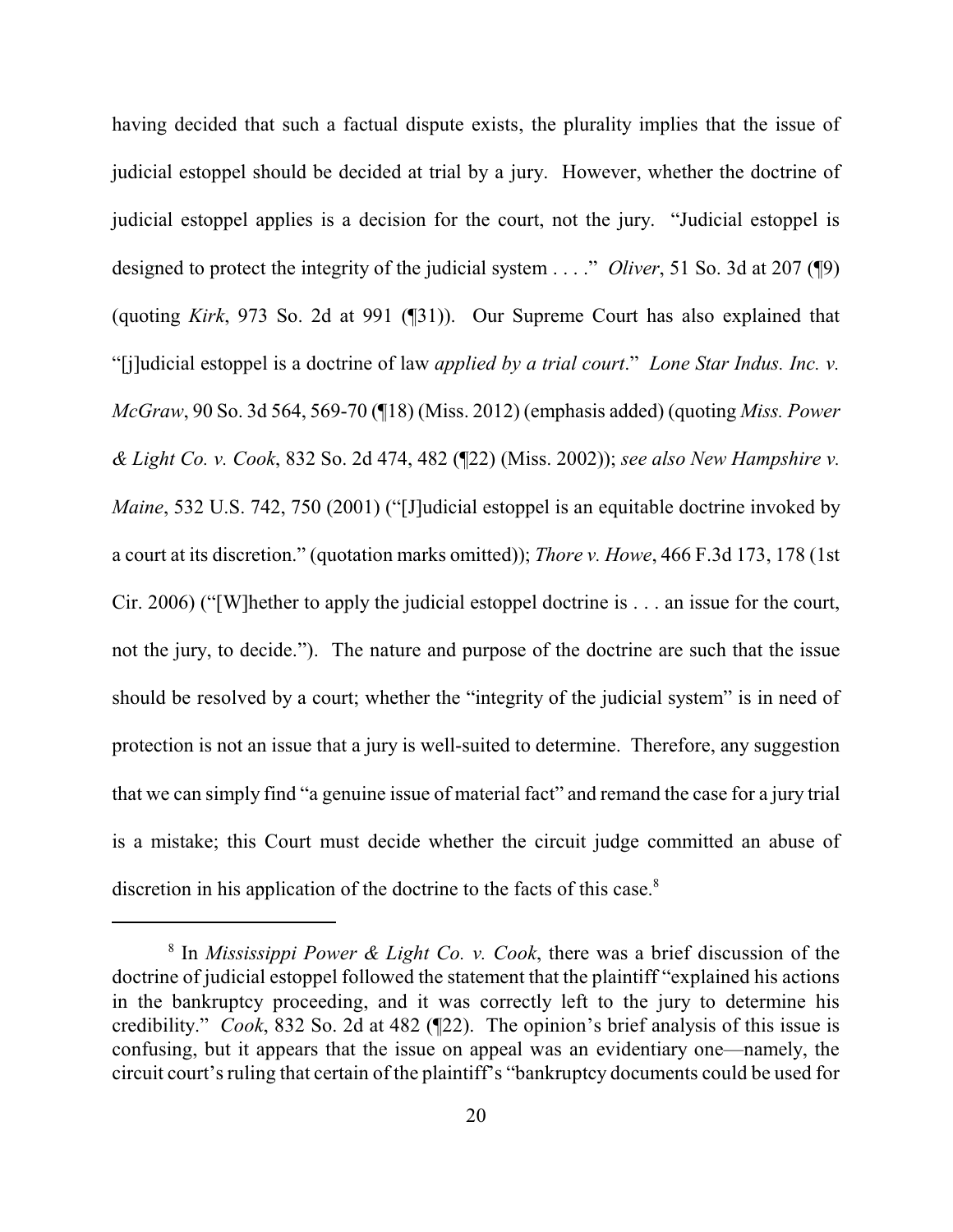having decided that such a factual dispute exists, the plurality implies that the issue of judicial estoppel should be decided at trial by a jury. However, whether the doctrine of judicial estoppel applies is a decision for the court, not the jury. "Judicial estoppel is designed to protect the integrity of the judicial system . . . ." *Oliver*, 51 So. 3d at 207 (¶9) (quoting *Kirk*, 973 So. 2d at 991 (¶31)). Our Supreme Court has also explained that "[j]udicial estoppel is a doctrine of law *applied by a trial court*." *Lone Star Indus. Inc. v. McGraw*, 90 So. 3d 564, 569-70 (¶18) (Miss. 2012) (emphasis added) (quoting *Miss. Power & Light Co. v. Cook*, 832 So. 2d 474, 482 (¶22) (Miss. 2002)); *see also New Hampshire v. Maine*, 532 U.S. 742, 750 (2001) ("[J]udicial estoppel is an equitable doctrine invoked by a court at its discretion." (quotation marks omitted)); *Thore v. Howe*, 466 F.3d 173, 178 (1st Cir. 2006) ("[W]hether to apply the judicial estoppel doctrine is . . . an issue for the court, not the jury, to decide."). The nature and purpose of the doctrine are such that the issue should be resolved by a court; whether the "integrity of the judicial system" is in need of protection is not an issue that a jury is well-suited to determine. Therefore, any suggestion that we can simply find "a genuine issue of material fact" and remand the case for a jury trial is a mistake; this Court must decide whether the circuit judge committed an abuse of discretion in his application of the doctrine to the facts of this case.[8]

---

[8] In *Mississippi Power & Light Co. v. Cook*, there was a brief discussion of the doctrine of judicial estoppel followed the statement that the plaintiff "explained his actions in the bankruptcy proceeding, and it was correctly left to the jury to determine his credibility." *Cook*, 832 So. 2d at 482 (¶22). The opinion's brief analysis of this issue is confusing, but it appears that the issue on appeal was an evidentiary one—namely, the circuit court's ruling that certain of the plaintiff's "bankruptcy documents could be used for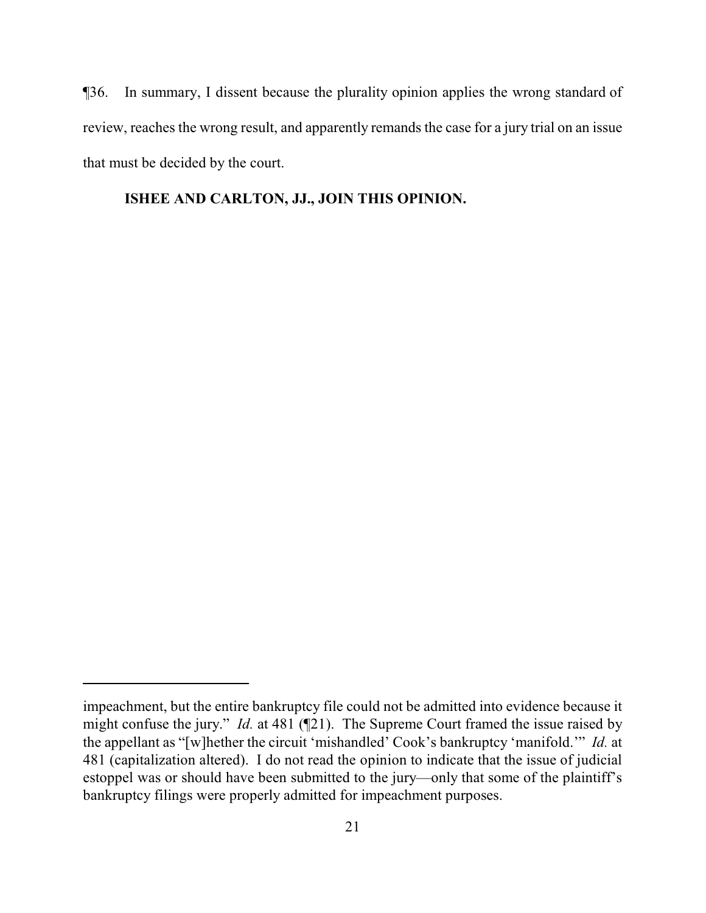¶36. In summary, I dissent because the plurality opinion applies the wrong standard of review, reaches the wrong result, and apparently remands the case for a jury trial on an issue that must be decided by the court.

**ISHEE AND CARLTON, JJ., JOIN THIS OPINION.**

---

impeachment, but the entire bankruptcy file could not be admitted into evidence because it might confuse the jury." *Id.* at 481 (¶21). The Supreme Court framed the issue raised by the appellant as "[w]hether the circuit 'mishandled' Cook's bankruptcy 'manifold.'" *Id.* at 481 (capitalization altered). I do not read the opinion to indicate that the issue of judicial estoppel was or should have been submitted to the jury—only that some of the plaintiff's bankruptcy filings were properly admitted for impeachment purposes.